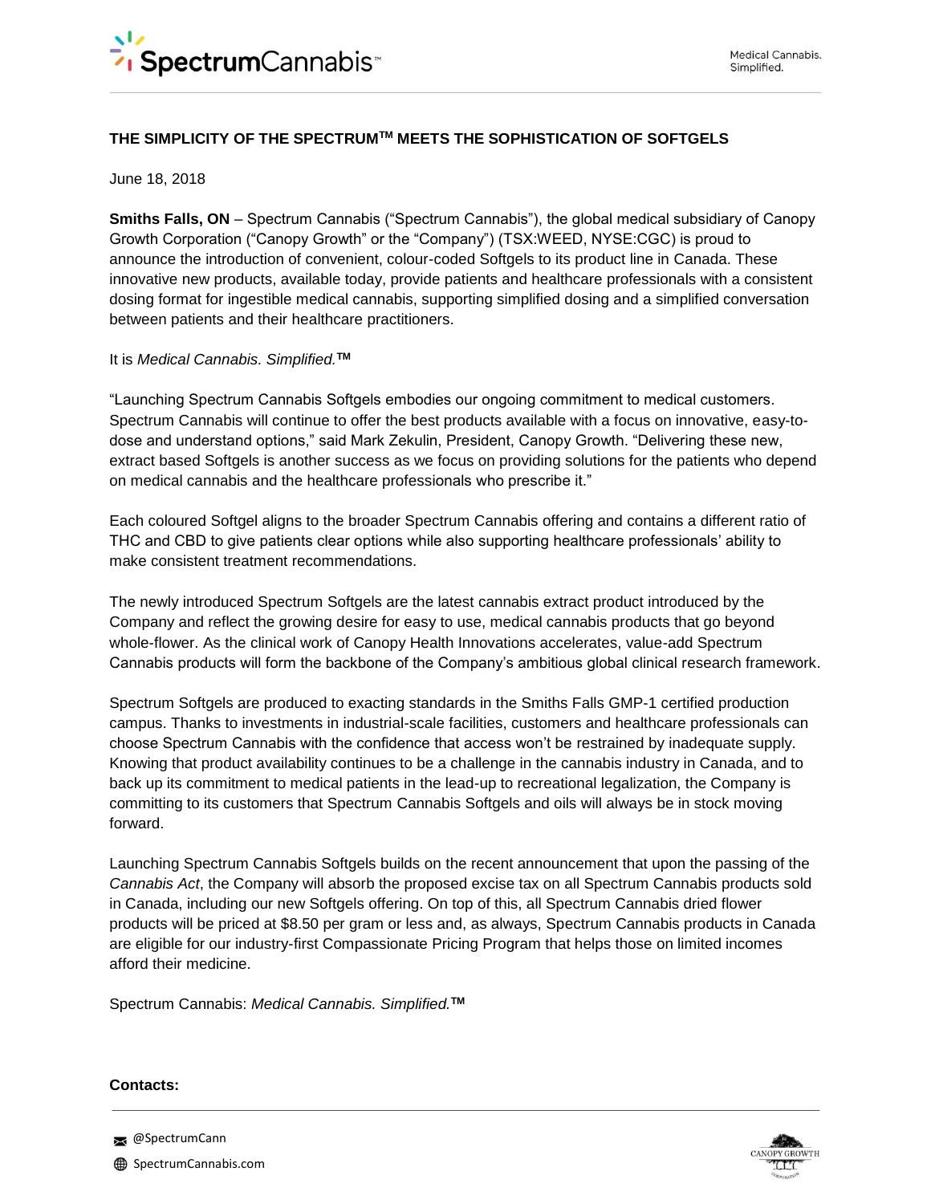# THE SIMPLICITY OF THE SPECTRUM™ MEETS THE SOPHISTICATION OF SOFTGELS

June 18, 2018

**Smiths Falls, ON** – Spectrum Cannabis ("Spectrum Cannabis"), the global medical subsidiary of Canopy Growth Corporation ("Canopy Growth" or the "Company") (TSX:WEED, NYSE:CGC) is proud to announce the introduction of convenient, colour-coded Softgels to its product line in Canada. These innovative new products, available today, provide patients and healthcare professionals with a consistent dosing format for ingestible medical cannabis, supporting simplified dosing and a simplified conversation between patients and their healthcare practitioners.

It is *Medical Cannabis. Simplified.*™

"Launching Spectrum Cannabis Softgels embodies our ongoing commitment to medical customers. Spectrum Cannabis will continue to offer the best products available with a focus on innovative, easy-to-dose and understand options," said Mark Zekulin, President, Canopy Growth. "Delivering these new, extract based Softgels is another success as we focus on providing solutions for the patients who depend on medical cannabis and the healthcare professionals who prescribe it."

Each coloured Softgel aligns to the broader Spectrum Cannabis offering and contains a different ratio of THC and CBD to give patients clear options while also supporting healthcare professionals' ability to make consistent treatment recommendations.

The newly introduced Spectrum Softgels are the latest cannabis extract product introduced by the Company and reflect the growing desire for easy to use, medical cannabis products that go beyond whole-flower. As the clinical work of Canopy Health Innovations accelerates, value-add Spectrum Cannabis products will form the backbone of the Company's ambitious global clinical research framework.

Spectrum Softgels are produced to exacting standards in the Smiths Falls GMP-1 certified production campus. Thanks to investments in industrial-scale facilities, customers and healthcare professionals can choose Spectrum Cannabis with the confidence that access won't be restrained by inadequate supply. Knowing that product availability continues to be a challenge in the cannabis industry in Canada, and to back up its commitment to medical patients in the lead-up to recreational legalization, the Company is committing to its customers that Spectrum Cannabis Softgels and oils will always be in stock moving forward.

Launching Spectrum Cannabis Softgels builds on the recent announcement that upon the passing of the *Cannabis Act*, the Company will absorb the proposed excise tax on all Spectrum Cannabis products sold in Canada, including our new Softgels offering. On top of this, all Spectrum Cannabis dried flower products will be priced at $8.50 per gram or less and, as always, Spectrum Cannabis products in Canada are eligible for our industry-first Compassionate Pricing Program that helps those on limited incomes afford their medicine.

Spectrum Cannabis: *Medical Cannabis. Simplified.*™

**Contacts:**

@SpectrumCann

SpectrumCannabis.com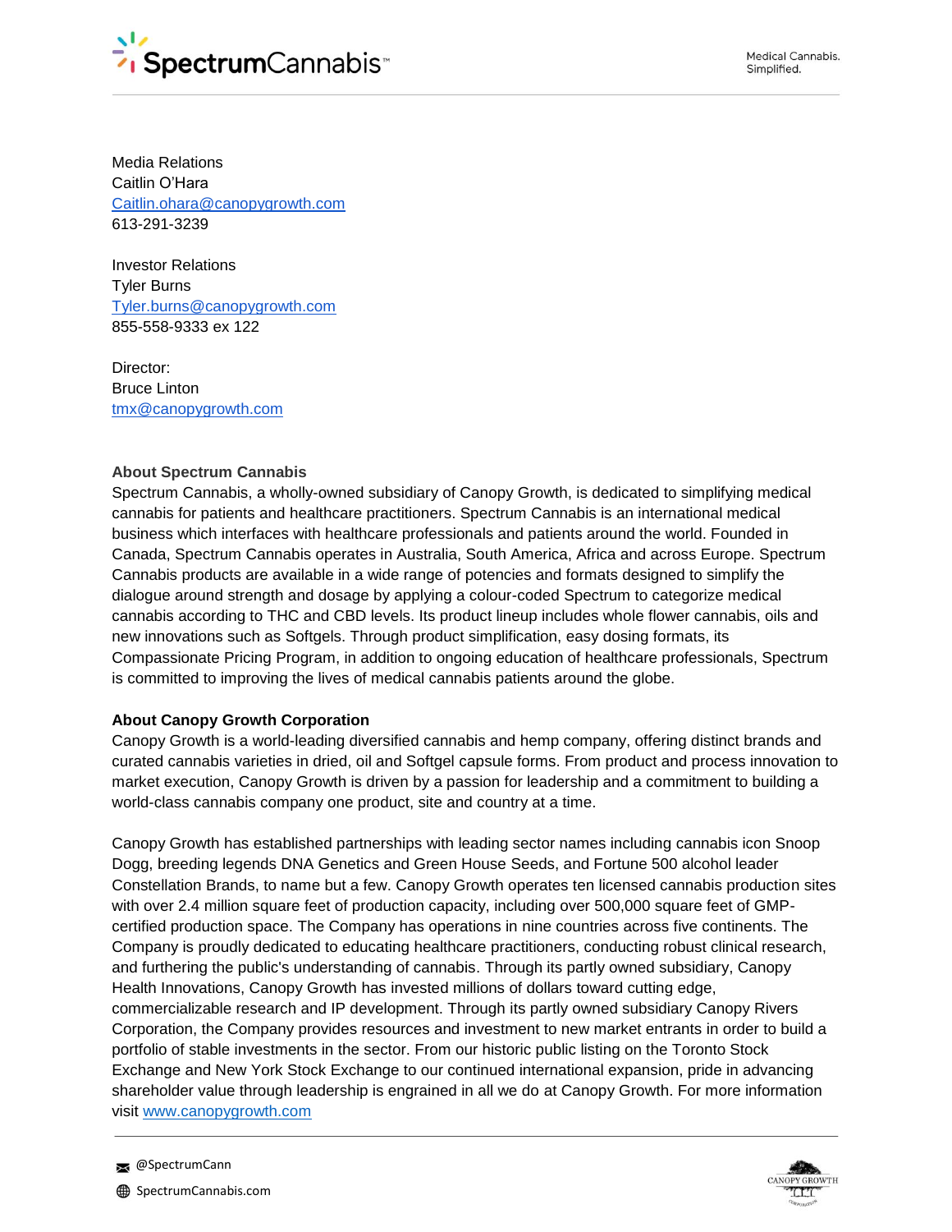Media Relations
Caitlin O'Hara
Caitlin.ohara@canopygrowth.com
613-291-3239

Investor Relations
Tyler Burns
Tyler.burns@canopygrowth.com
855-558-9333 ex 122

Director:
Bruce Linton
tmx@canopygrowth.com

**About Spectrum Cannabis**
Spectrum Cannabis, a wholly-owned subsidiary of Canopy Growth, is dedicated to simplifying medical cannabis for patients and healthcare practitioners. Spectrum Cannabis is an international medical business which interfaces with healthcare professionals and patients around the world. Founded in Canada, Spectrum Cannabis operates in Australia, South America, Africa and across Europe. Spectrum Cannabis products are available in a wide range of potencies and formats designed to simplify the dialogue around strength and dosage by applying a colour-coded Spectrum to categorize medical cannabis according to THC and CBD levels. Its product lineup includes whole flower cannabis, oils and new innovations such as Softgels. Through product simplification, easy dosing formats, its Compassionate Pricing Program, in addition to ongoing education of healthcare professionals, Spectrum is committed to improving the lives of medical cannabis patients around the globe.

**About Canopy Growth Corporation**
Canopy Growth is a world-leading diversified cannabis and hemp company, offering distinct brands and curated cannabis varieties in dried, oil and Softgel capsule forms. From product and process innovation to market execution, Canopy Growth is driven by a passion for leadership and a commitment to building a world-class cannabis company one product, site and country at a time.

Canopy Growth has established partnerships with leading sector names including cannabis icon Snoop Dogg, breeding legends DNA Genetics and Green House Seeds, and Fortune 500 alcohol leader Constellation Brands, to name but a few. Canopy Growth operates ten licensed cannabis production sites with over 2.4 million square feet of production capacity, including over 500,000 square feet of GMP-certified production space. The Company has operations in nine countries across five continents. The Company is proudly dedicated to educating healthcare practitioners, conducting robust clinical research, and furthering the public's understanding of cannabis. Through its partly owned subsidiary, Canopy Health Innovations, Canopy Growth has invested millions of dollars toward cutting edge, commercializable research and IP development. Through its partly owned subsidiary Canopy Rivers Corporation, the Company provides resources and investment to new market entrants in order to build a portfolio of stable investments in the sector. From our historic public listing on the Toronto Stock Exchange and New York Stock Exchange to our continued international expansion, pride in advancing shareholder value through leadership is engrained in all we do at Canopy Growth. For more information visit www.canopygrowth.com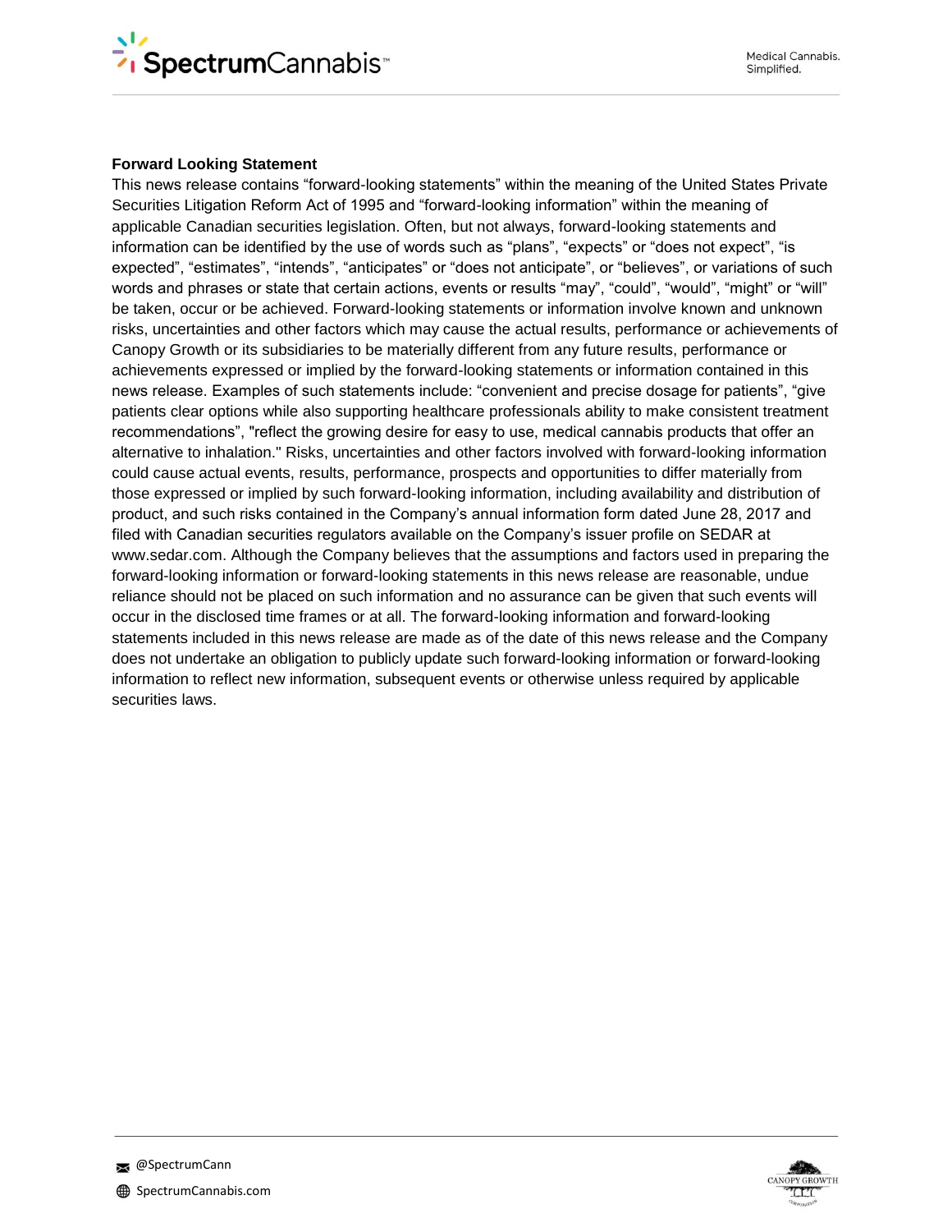**Forward Looking Statement**

This news release contains "forward-looking statements" within the meaning of the United States Private Securities Litigation Reform Act of 1995 and "forward-looking information" within the meaning of applicable Canadian securities legislation. Often, but not always, forward-looking statements and information can be identified by the use of words such as "plans", "expects" or "does not expect", "is expected", "estimates", "intends", "anticipates" or "does not anticipate", or "believes", or variations of such words and phrases or state that certain actions, events or results "may", "could", "would", "might" or "will" be taken, occur or be achieved. Forward-looking statements or information involve known and unknown risks, uncertainties and other factors which may cause the actual results, performance or achievements of Canopy Growth or its subsidiaries to be materially different from any future results, performance or achievements expressed or implied by the forward-looking statements or information contained in this news release. Examples of such statements include: "convenient and precise dosage for patients", "give patients clear options while also supporting healthcare professionals ability to make consistent treatment recommendations", "reflect the growing desire for easy to use, medical cannabis products that offer an alternative to inhalation." Risks, uncertainties and other factors involved with forward-looking information could cause actual events, results, performance, prospects and opportunities to differ materially from those expressed or implied by such forward-looking information, including availability and distribution of product, and such risks contained in the Company's annual information form dated June 28, 2017 and filed with Canadian securities regulators available on the Company's issuer profile on SEDAR at www.sedar.com. Although the Company believes that the assumptions and factors used in preparing the forward-looking information or forward-looking statements in this news release are reasonable, undue reliance should not be placed on such information and no assurance can be given that such events will occur in the disclosed time frames or at all. The forward-looking information and forward-looking statements included in this news release are made as of the date of this news release and the Company does not undertake an obligation to publicly update such forward-looking information or forward-looking information to reflect new information, subsequent events or otherwise unless required by applicable securities laws.